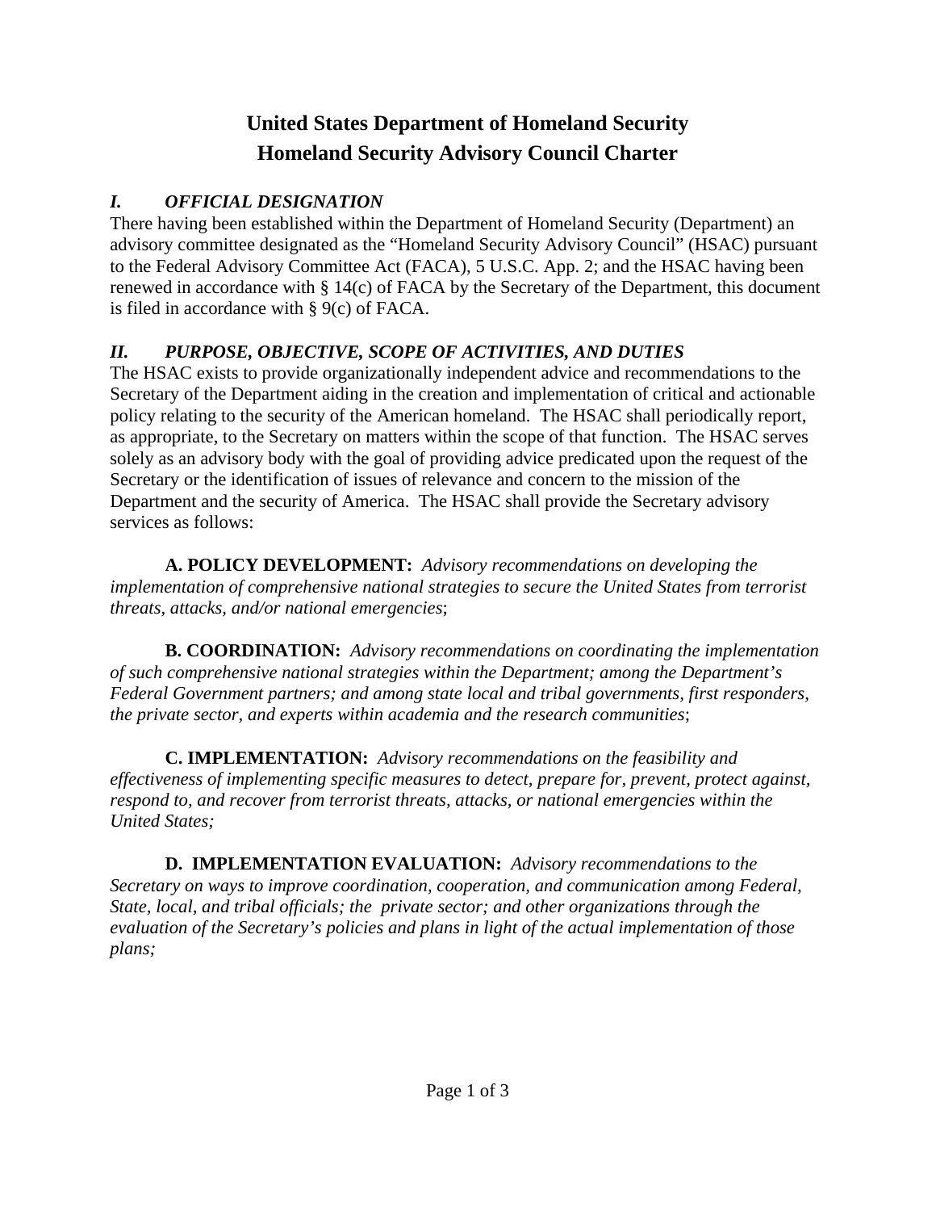# United States Department of Homeland Security
# Homeland Security Advisory Council Charter

## *I. OFFICIAL DESIGNATION*

There having been established within the Department of Homeland Security (Department) an advisory committee designated as the "Homeland Security Advisory Council" (HSAC) pursuant to the Federal Advisory Committee Act (FACA), 5 U.S.C. App. 2; and the HSAC having been renewed in accordance with § 14(c) of FACA by the Secretary of the Department, this document is filed in accordance with § 9(c) of FACA.

## *II. PURPOSE, OBJECTIVE, SCOPE OF ACTIVITIES, AND DUTIES*

The HSAC exists to provide organizationally independent advice and recommendations to the Secretary of the Department aiding in the creation and implementation of critical and actionable policy relating to the security of the American homeland. The HSAC shall periodically report, as appropriate, to the Secretary on matters within the scope of that function. The HSAC serves solely as an advisory body with the goal of providing advice predicated upon the request of the Secretary or the identification of issues of relevance and concern to the mission of the Department and the security of America. The HSAC shall provide the Secretary advisory services as follows:

**A. POLICY DEVELOPMENT:** *Advisory recommendations on developing the implementation of comprehensive national strategies to secure the United States from terrorist threats, attacks, and/or national emergencies*;

**B. COORDINATION:** *Advisory recommendations on coordinating the implementation of such comprehensive national strategies within the Department; among the Department's Federal Government partners; and among state local and tribal governments, first responders, the private sector, and experts within academia and the research communities*;

**C. IMPLEMENTATION:** *Advisory recommendations on the feasibility and effectiveness of implementing specific measures to detect, prepare for, prevent, protect against, respond to, and recover from terrorist threats, attacks, or national emergencies within the United States;*

**D. IMPLEMENTATION EVALUATION:** *Advisory recommendations to the Secretary on ways to improve coordination, cooperation, and communication among Federal, State, local, and tribal officials; the private sector; and other organizations through the evaluation of the Secretary's policies and plans in light of the actual implementation of those plans;*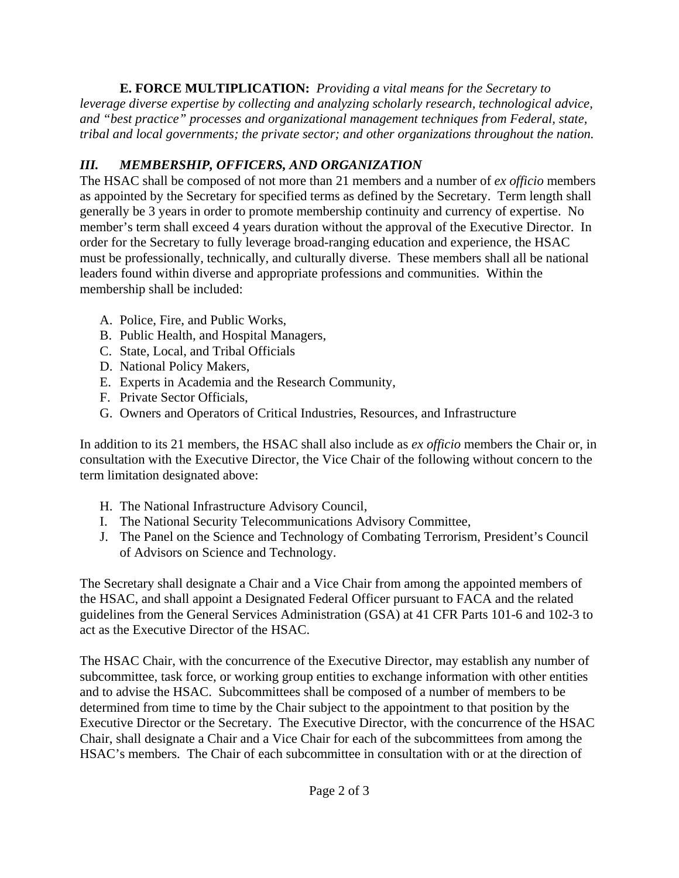**E. FORCE MULTIPLICATION:** *Providing a vital means for the Secretary to leverage diverse expertise by collecting and analyzing scholarly research, technological advice, and "best practice" processes and organizational management techniques from Federal, state, tribal and local governments; the private sector; and other organizations throughout the nation.*

## *III. MEMBERSHIP, OFFICERS, AND ORGANIZATION*

The HSAC shall be composed of not more than 21 members and a number of *ex officio* members as appointed by the Secretary for specified terms as defined by the Secretary. Term length shall generally be 3 years in order to promote membership continuity and currency of expertise. No member's term shall exceed 4 years duration without the approval of the Executive Director. In order for the Secretary to fully leverage broad-ranging education and experience, the HSAC must be professionally, technically, and culturally diverse. These members shall all be national leaders found within diverse and appropriate professions and communities. Within the membership shall be included:

A. Police, Fire, and Public Works,
B. Public Health, and Hospital Managers,
C. State, Local, and Tribal Officials
D. National Policy Makers,
E. Experts in Academia and the Research Community,
F. Private Sector Officials,
G. Owners and Operators of Critical Industries, Resources, and Infrastructure

In addition to its 21 members, the HSAC shall also include as *ex officio* members the Chair or, in consultation with the Executive Director, the Vice Chair of the following without concern to the term limitation designated above:

H. The National Infrastructure Advisory Council,
I. The National Security Telecommunications Advisory Committee,
J. The Panel on the Science and Technology of Combating Terrorism, President's Council of Advisors on Science and Technology.

The Secretary shall designate a Chair and a Vice Chair from among the appointed members of the HSAC, and shall appoint a Designated Federal Officer pursuant to FACA and the related guidelines from the General Services Administration (GSA) at 41 CFR Parts 101-6 and 102-3 to act as the Executive Director of the HSAC.

The HSAC Chair, with the concurrence of the Executive Director, may establish any number of subcommittee, task force, or working group entities to exchange information with other entities and to advise the HSAC. Subcommittees shall be composed of a number of members to be determined from time to time by the Chair subject to the appointment to that position by the Executive Director or the Secretary. The Executive Director, with the concurrence of the HSAC Chair, shall designate a Chair and a Vice Chair for each of the subcommittees from among the HSAC's members. The Chair of each subcommittee in consultation with or at the direction of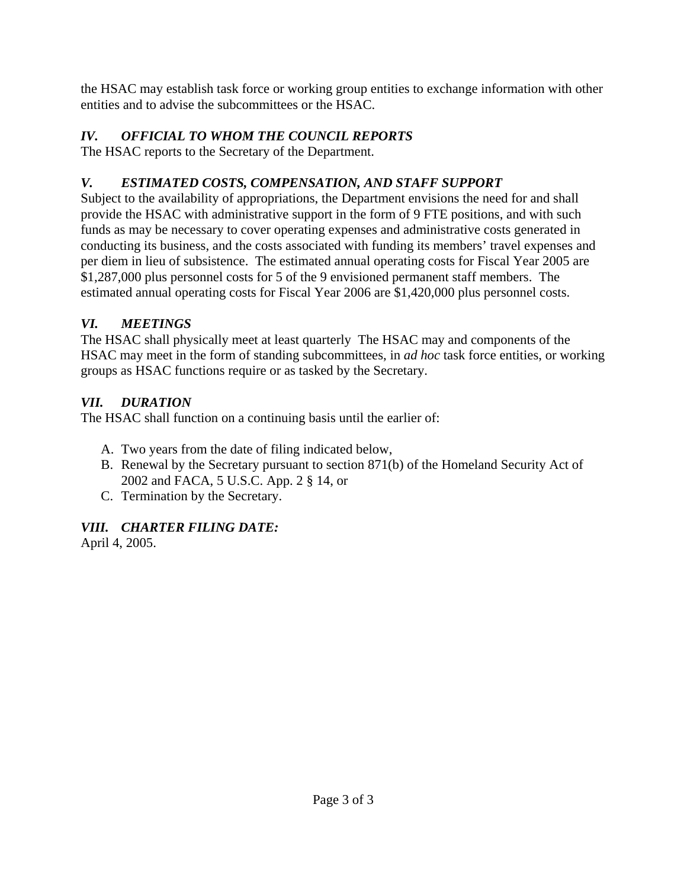the HSAC may establish task force or working group entities to exchange information with other entities and to advise the subcommittees or the HSAC.

## *IV. OFFICIAL TO WHOM THE COUNCIL REPORTS*

The HSAC reports to the Secretary of the Department.

## *V. ESTIMATED COSTS, COMPENSATION, AND STAFF SUPPORT*

Subject to the availability of appropriations, the Department envisions the need for and shall provide the HSAC with administrative support in the form of 9 FTE positions, and with such funds as may be necessary to cover operating expenses and administrative costs generated in conducting its business, and the costs associated with funding its members' travel expenses and per diem in lieu of subsistence. The estimated annual operating costs for Fiscal Year 2005 are $1,287,000 plus personnel costs for 5 of the 9 envisioned permanent staff members. The estimated annual operating costs for Fiscal Year 2006 are $1,420,000 plus personnel costs.

## *VI. MEETINGS*

The HSAC shall physically meet at least quarterly The HSAC may and components of the HSAC may meet in the form of standing subcommittees, in *ad hoc* task force entities, or working groups as HSAC functions require or as tasked by the Secretary.

## *VII. DURATION*

The HSAC shall function on a continuing basis until the earlier of:

A. Two years from the date of filing indicated below,
B. Renewal by the Secretary pursuant to section 871(b) of the Homeland Security Act of 2002 and FACA, 5 U.S.C. App. 2 § 14, or
C. Termination by the Secretary.

## *VIII. CHARTER FILING DATE:*

April 4, 2005.